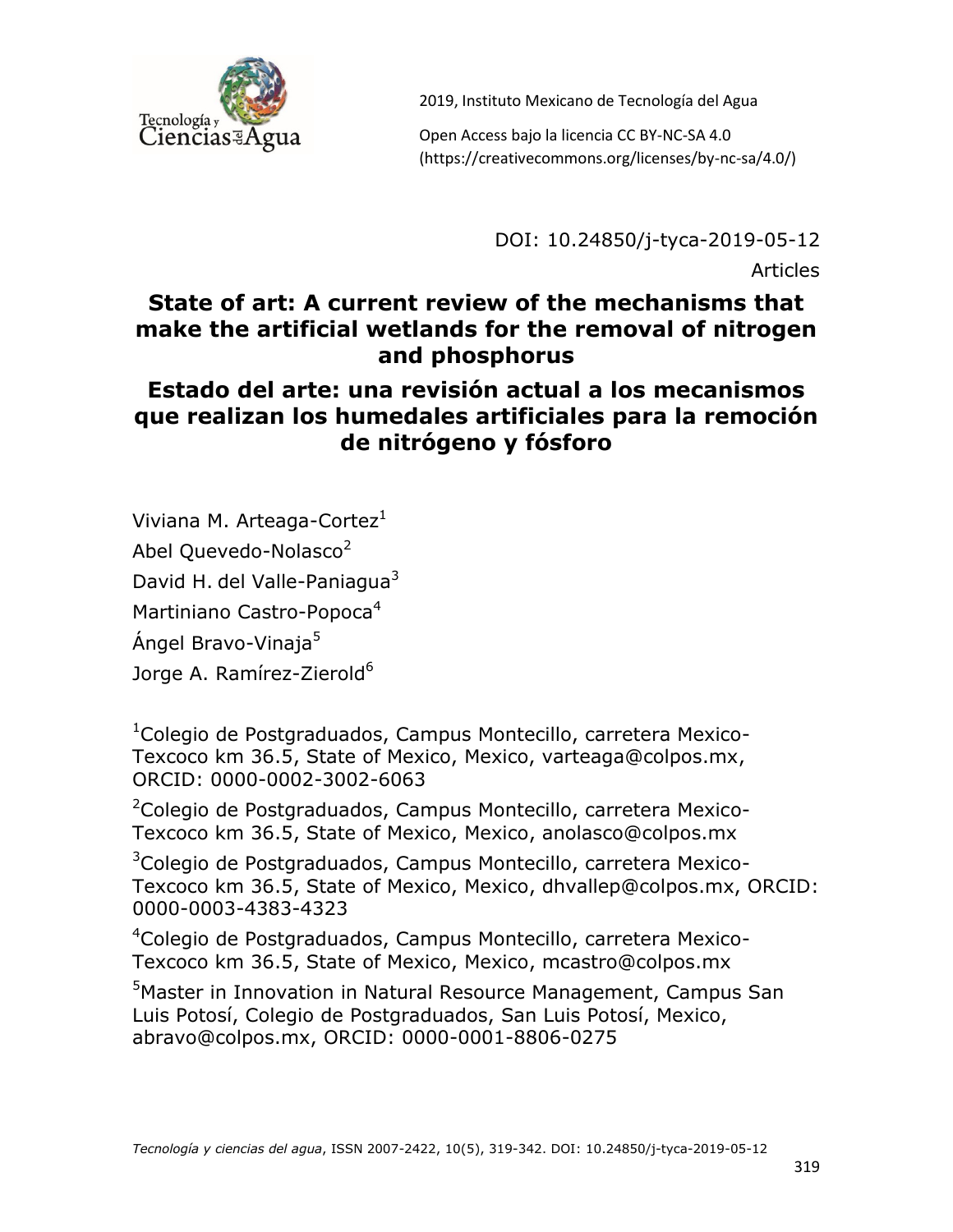2019, Instituto Mexicano de Tecnología del Agua

Open Access bajo la licencia CC BY-NC-SA 4.0 (https://creativecommons.org/licenses/by-nc-sa/4.0/)

DOI: 10.24850/j-tyca-2019-05-12

Articles

# State of art: A current review of the mechanisms that make the artificial wetlands for the removal of nitrogen and phosphorus

# Estado del arte: una revisión actual a los mecanismos que realizan los humedales artificiales para la remoción de nitrógeno y fósforo

Viviana M. Arteaga-Cortez[1]

Abel Quevedo-Nolasco[2]

David H. del Valle-Paniagua[3]

Martiniano Castro-Popoca[4]

Ángel Bravo-Vinaja[5]

Jorge A. Ramírez-Zierold[6]

[1]Colegio de Postgraduados, Campus Montecillo, carretera Mexico-Texcoco km 36.5, State of Mexico, Mexico, varteaga@colpos.mx, ORCID: 0000-0002-3002-6063

[2]Colegio de Postgraduados, Campus Montecillo, carretera Mexico-Texcoco km 36.5, State of Mexico, Mexico, anolasco@colpos.mx

[3]Colegio de Postgraduados, Campus Montecillo, carretera Mexico-Texcoco km 36.5, State of Mexico, Mexico, dhvallep@colpos.mx, ORCID: 0000-0003-4383-4323

[4]Colegio de Postgraduados, Campus Montecillo, carretera Mexico-Texcoco km 36.5, State of Mexico, Mexico, mcastro@colpos.mx

[5]Master in Innovation in Natural Resource Management, Campus San Luis Potosí, Colegio de Postgraduados, San Luis Potosí, Mexico, abravo@colpos.mx, ORCID: 0000-0001-8806-0275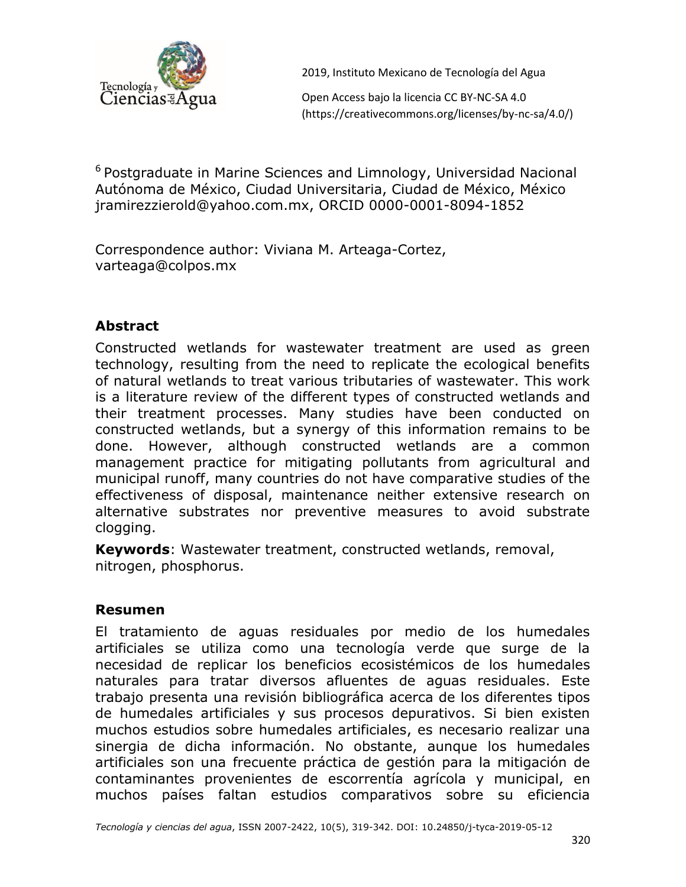[6] Postgraduate in Marine Sciences and Limnology, Universidad Nacional Autónoma de México, Ciudad Universitaria, Ciudad de México, México jramirezzierold@yahoo.com.mx, ORCID 0000-0001-8094-1852

Correspondence author: Viviana M. Arteaga-Cortez, varteaga@colpos.mx

## Abstract

Constructed wetlands for wastewater treatment are used as green technology, resulting from the need to replicate the ecological benefits of natural wetlands to treat various tributaries of wastewater. This work is a literature review of the different types of constructed wetlands and their treatment processes. Many studies have been conducted on constructed wetlands, but a synergy of this information remains to be done. However, although constructed wetlands are a common management practice for mitigating pollutants from agricultural and municipal runoff, many countries do not have comparative studies of the effectiveness of disposal, maintenance neither extensive research on alternative substrates nor preventive measures to avoid substrate clogging.

**Keywords**: Wastewater treatment, constructed wetlands, removal, nitrogen, phosphorus.

## Resumen

El tratamiento de aguas residuales por medio de los humedales artificiales se utiliza como una tecnología verde que surge de la necesidad de replicar los beneficios ecosistémicos de los humedales naturales para tratar diversos afluentes de aguas residuales. Este trabajo presenta una revisión bibliográfica acerca de los diferentes tipos de humedales artificiales y sus procesos depurativos. Si bien existen muchos estudios sobre humedales artificiales, es necesario realizar una sinergia de dicha información. No obstante, aunque los humedales artificiales son una frecuente práctica de gestión para la mitigación de contaminantes provenientes de escorrentía agrícola y municipal, en muchos países faltan estudios comparativos sobre su eficiencia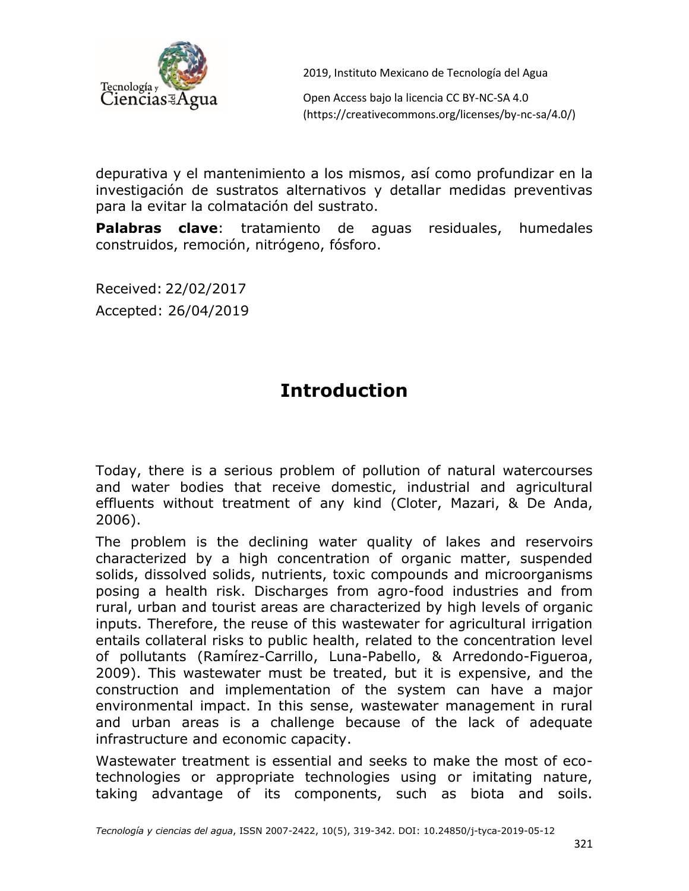depurativa y el mantenimiento a los mismos, así como profundizar en la investigación de sustratos alternativos y detallar medidas preventivas para la evitar la colmatación del sustrato.

**Palabras clave**: tratamiento de aguas residuales, humedales construidos, remoción, nitrógeno, fósforo.

Received: 22/02/2017

Accepted: 26/04/2019

# Introduction

Today, there is a serious problem of pollution of natural watercourses and water bodies that receive domestic, industrial and agricultural effluents without treatment of any kind (Cloter, Mazari, & De Anda, 2006).

The problem is the declining water quality of lakes and reservoirs characterized by a high concentration of organic matter, suspended solids, dissolved solids, nutrients, toxic compounds and microorganisms posing a health risk. Discharges from agro-food industries and from rural, urban and tourist areas are characterized by high levels of organic inputs. Therefore, the reuse of this wastewater for agricultural irrigation entails collateral risks to public health, related to the concentration level of pollutants (Ramírez-Carrillo, Luna-Pabello, & Arredondo-Figueroa, 2009). This wastewater must be treated, but it is expensive, and the construction and implementation of the system can have a major environmental impact. In this sense, wastewater management in rural and urban areas is a challenge because of the lack of adequate infrastructure and economic capacity.

Wastewater treatment is essential and seeks to make the most of eco-technologies or appropriate technologies using or imitating nature, taking advantage of its components, such as biota and soils.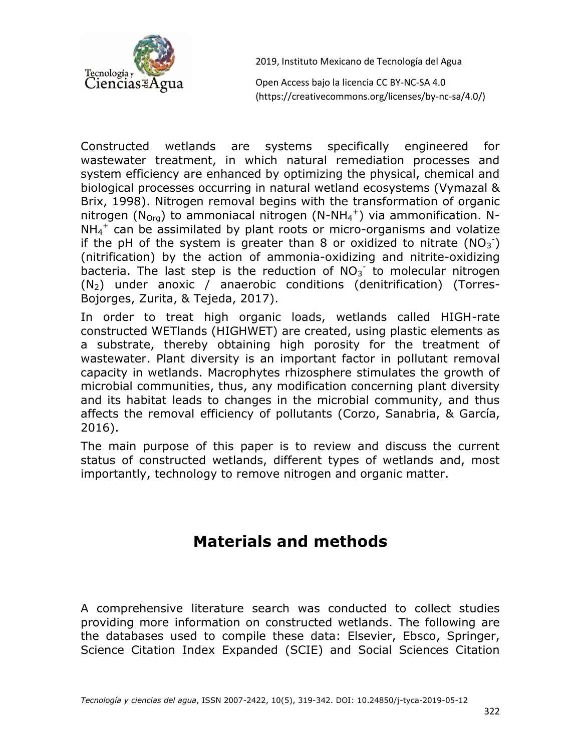Constructed wetlands are systems specifically engineered for wastewater treatment, in which natural remediation processes and system efficiency are enhanced by optimizing the physical, chemical and biological processes occurring in natural wetland ecosystems (Vymazal & Brix, 1998). Nitrogen removal begins with the transformation of organic nitrogen ($N_{Org}$) to ammoniacal nitrogen ($N\text{-}NH_4^+$) via ammonification. $N\text{-}NH_4^+$ can be assimilated by plant roots or micro-organisms and volatize if the pH of the system is greater than 8 or oxidized to nitrate ($NO_3^-$) (nitrification) by the action of ammonia-oxidizing and nitrite-oxidizing bacteria. The last step is the reduction of $NO_3^-$ to molecular nitrogen ($N_2$) under anoxic / anaerobic conditions (denitrification) (Torres-Bojorges, Zurita, & Tejeda, 2017).

In order to treat high organic loads, wetlands called HIGH-rate constructed WETlands (HIGHWET) are created, using plastic elements as a substrate, thereby obtaining high porosity for the treatment of wastewater. Plant diversity is an important factor in pollutant removal capacity in wetlands. Macrophytes rhizosphere stimulates the growth of microbial communities, thus, any modification concerning plant diversity and its habitat leads to changes in the microbial community, and thus affects the removal efficiency of pollutants (Corzo, Sanabria, & García, 2016).

The main purpose of this paper is to review and discuss the current status of constructed wetlands, different types of wetlands and, most importantly, technology to remove nitrogen and organic matter.

# Materials and methods

A comprehensive literature search was conducted to collect studies providing more information on constructed wetlands. The following are the databases used to compile these data: Elsevier, Ebsco, Springer, Science Citation Index Expanded (SCIE) and Social Sciences Citation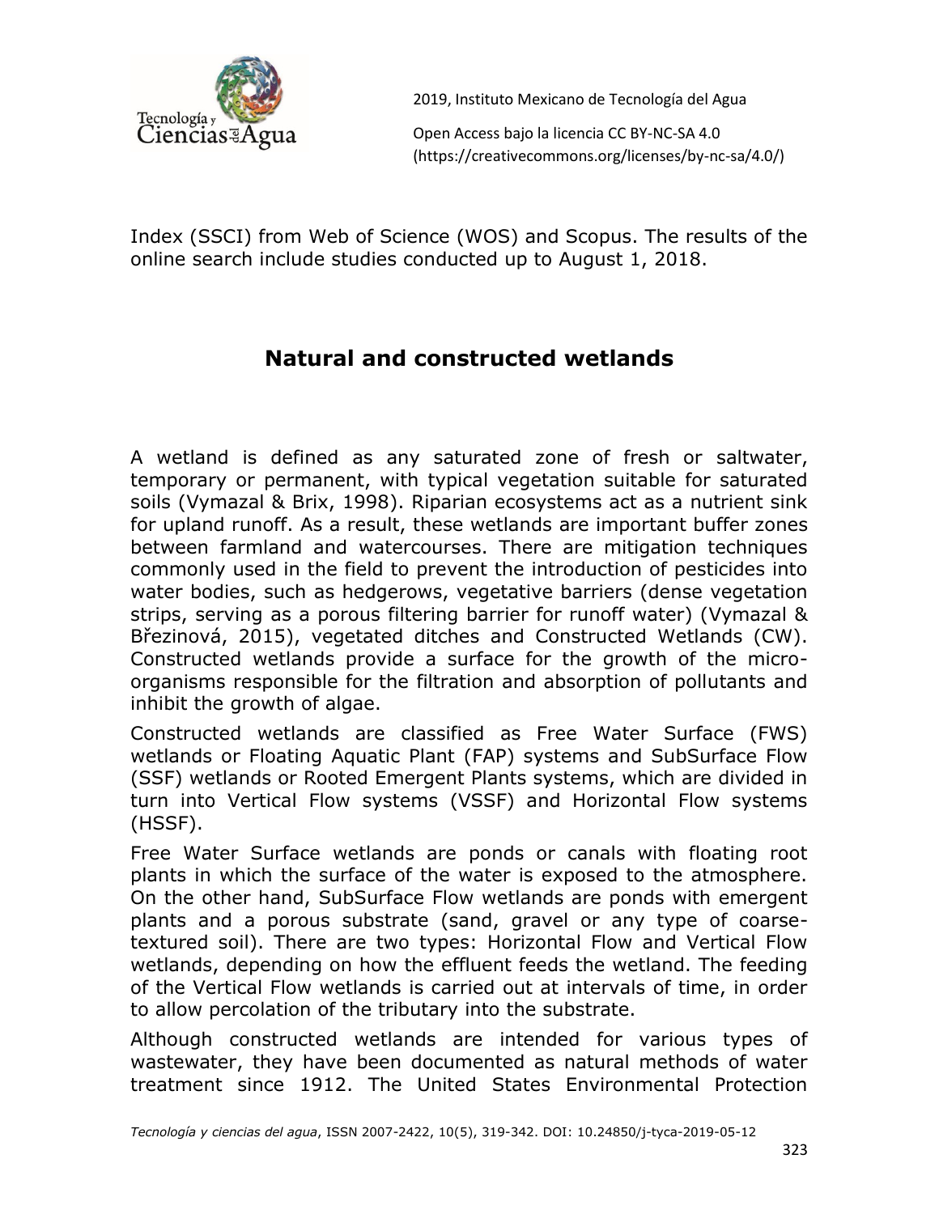Index (SSCI) from Web of Science (WOS) and Scopus. The results of the online search include studies conducted up to August 1, 2018.

## Natural and constructed wetlands

A wetland is defined as any saturated zone of fresh or saltwater, temporary or permanent, with typical vegetation suitable for saturated soils (Vymazal & Brix, 1998). Riparian ecosystems act as a nutrient sink for upland runoff. As a result, these wetlands are important buffer zones between farmland and watercourses. There are mitigation techniques commonly used in the field to prevent the introduction of pesticides into water bodies, such as hedgerows, vegetative barriers (dense vegetation strips, serving as a porous filtering barrier for runoff water) (Vymazal & Březinová, 2015), vegetated ditches and Constructed Wetlands (CW). Constructed wetlands provide a surface for the growth of the micro-organisms responsible for the filtration and absorption of pollutants and inhibit the growth of algae.

Constructed wetlands are classified as Free Water Surface (FWS) wetlands or Floating Aquatic Plant (FAP) systems and SubSurface Flow (SSF) wetlands or Rooted Emergent Plants systems, which are divided in turn into Vertical Flow systems (VSSF) and Horizontal Flow systems (HSSF).

Free Water Surface wetlands are ponds or canals with floating root plants in which the surface of the water is exposed to the atmosphere. On the other hand, SubSurface Flow wetlands are ponds with emergent plants and a porous substrate (sand, gravel or any type of coarse-textured soil). There are two types: Horizontal Flow and Vertical Flow wetlands, depending on how the effluent feeds the wetland. The feeding of the Vertical Flow wetlands is carried out at intervals of time, in order to allow percolation of the tributary into the substrate.

Although constructed wetlands are intended for various types of wastewater, they have been documented as natural methods of water treatment since 1912. The United States Environmental Protection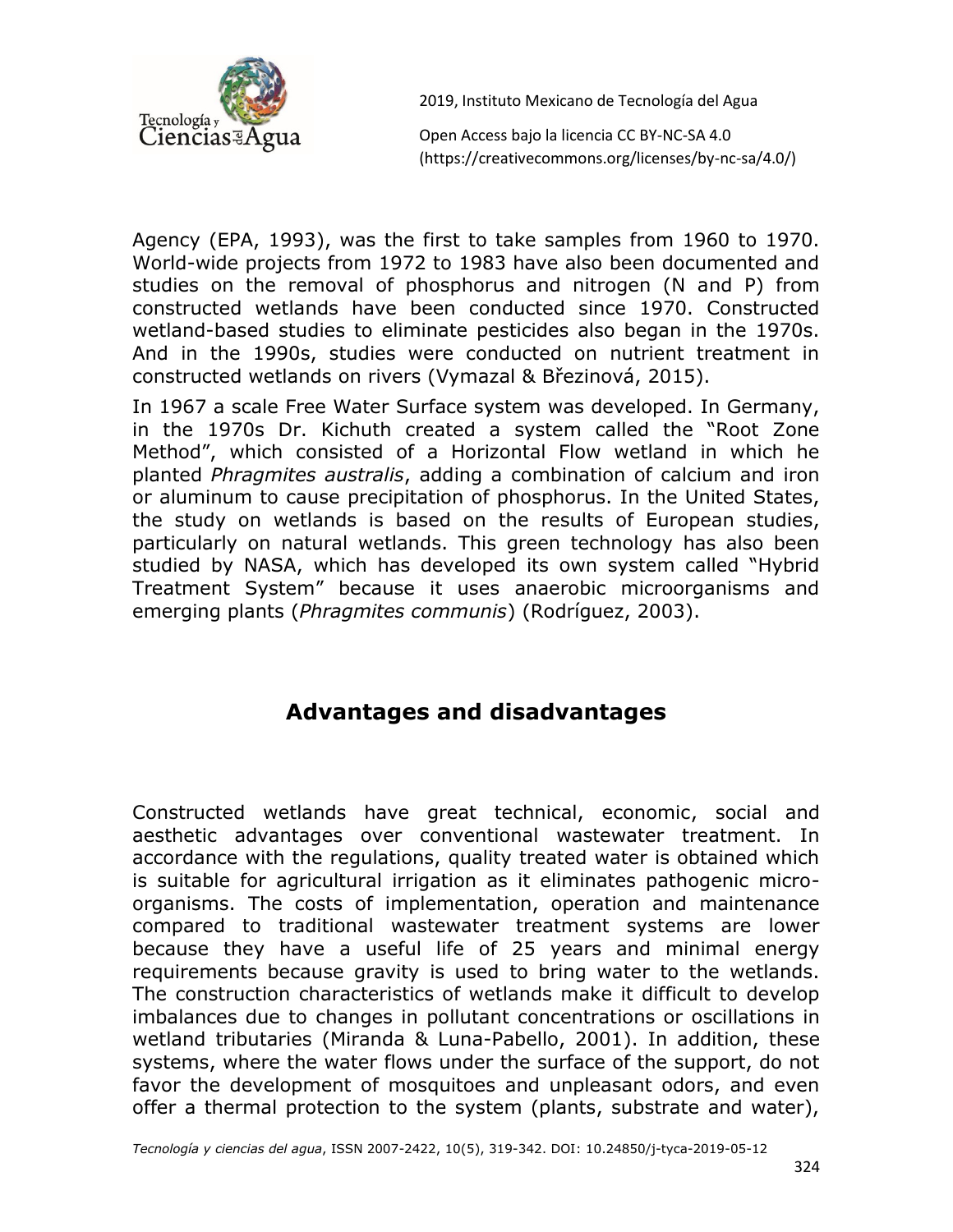Agency (EPA, 1993), was the first to take samples from 1960 to 1970. World-wide projects from 1972 to 1983 have also been documented and studies on the removal of phosphorus and nitrogen (N and P) from constructed wetlands have been conducted since 1970. Constructed wetland-based studies to eliminate pesticides also began in the 1970s. And in the 1990s, studies were conducted on nutrient treatment in constructed wetlands on rivers (Vymazal & Březinová, 2015).

In 1967 a scale Free Water Surface system was developed. In Germany, in the 1970s Dr. Kichuth created a system called the "Root Zone Method", which consisted of a Horizontal Flow wetland in which he planted *Phragmites australis*, adding a combination of calcium and iron or aluminum to cause precipitation of phosphorus. In the United States, the study on wetlands is based on the results of European studies, particularly on natural wetlands. This green technology has also been studied by NASA, which has developed its own system called "Hybrid Treatment System" because it uses anaerobic microorganisms and emerging plants (*Phragmites communis*) (Rodríguez, 2003).

## Advantages and disadvantages

Constructed wetlands have great technical, economic, social and aesthetic advantages over conventional wastewater treatment. In accordance with the regulations, quality treated water is obtained which is suitable for agricultural irrigation as it eliminates pathogenic micro-organisms. The costs of implementation, operation and maintenance compared to traditional wastewater treatment systems are lower because they have a useful life of 25 years and minimal energy requirements because gravity is used to bring water to the wetlands. The construction characteristics of wetlands make it difficult to develop imbalances due to changes in pollutant concentrations or oscillations in wetland tributaries (Miranda & Luna-Pabello, 2001). In addition, these systems, where the water flows under the surface of the support, do not favor the development of mosquitoes and unpleasant odors, and even offer a thermal protection to the system (plants, substrate and water),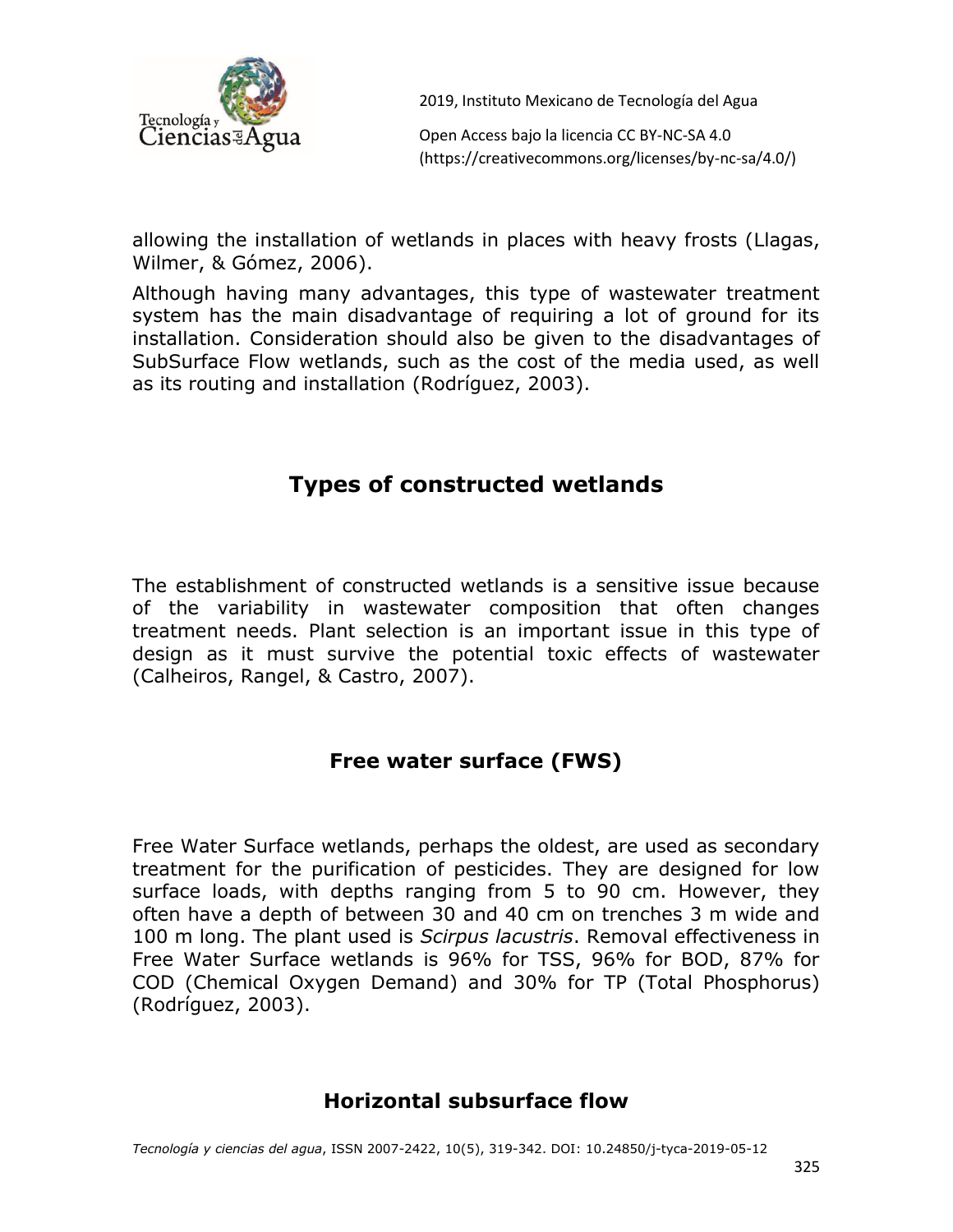allowing the installation of wetlands in places with heavy frosts (Llagas, Wilmer, & Gómez, 2006).

Although having many advantages, this type of wastewater treatment system has the main disadvantage of requiring a lot of ground for its installation. Consideration should also be given to the disadvantages of SubSurface Flow wetlands, such as the cost of the media used, as well as its routing and installation (Rodríguez, 2003).

## Types of constructed wetlands

The establishment of constructed wetlands is a sensitive issue because of the variability in wastewater composition that often changes treatment needs. Plant selection is an important issue in this type of design as it must survive the potential toxic effects of wastewater (Calheiros, Rangel, & Castro, 2007).

### Free water surface (FWS)

Free Water Surface wetlands, perhaps the oldest, are used as secondary treatment for the purification of pesticides. They are designed for low surface loads, with depths ranging from 5 to 90 cm. However, they often have a depth of between 30 and 40 cm on trenches 3 m wide and 100 m long. The plant used is *Scirpus lacustris*. Removal effectiveness in Free Water Surface wetlands is 96% for TSS, 96% for BOD, 87% for COD (Chemical Oxygen Demand) and 30% for TP (Total Phosphorus) (Rodríguez, 2003).

### Horizontal subsurface flow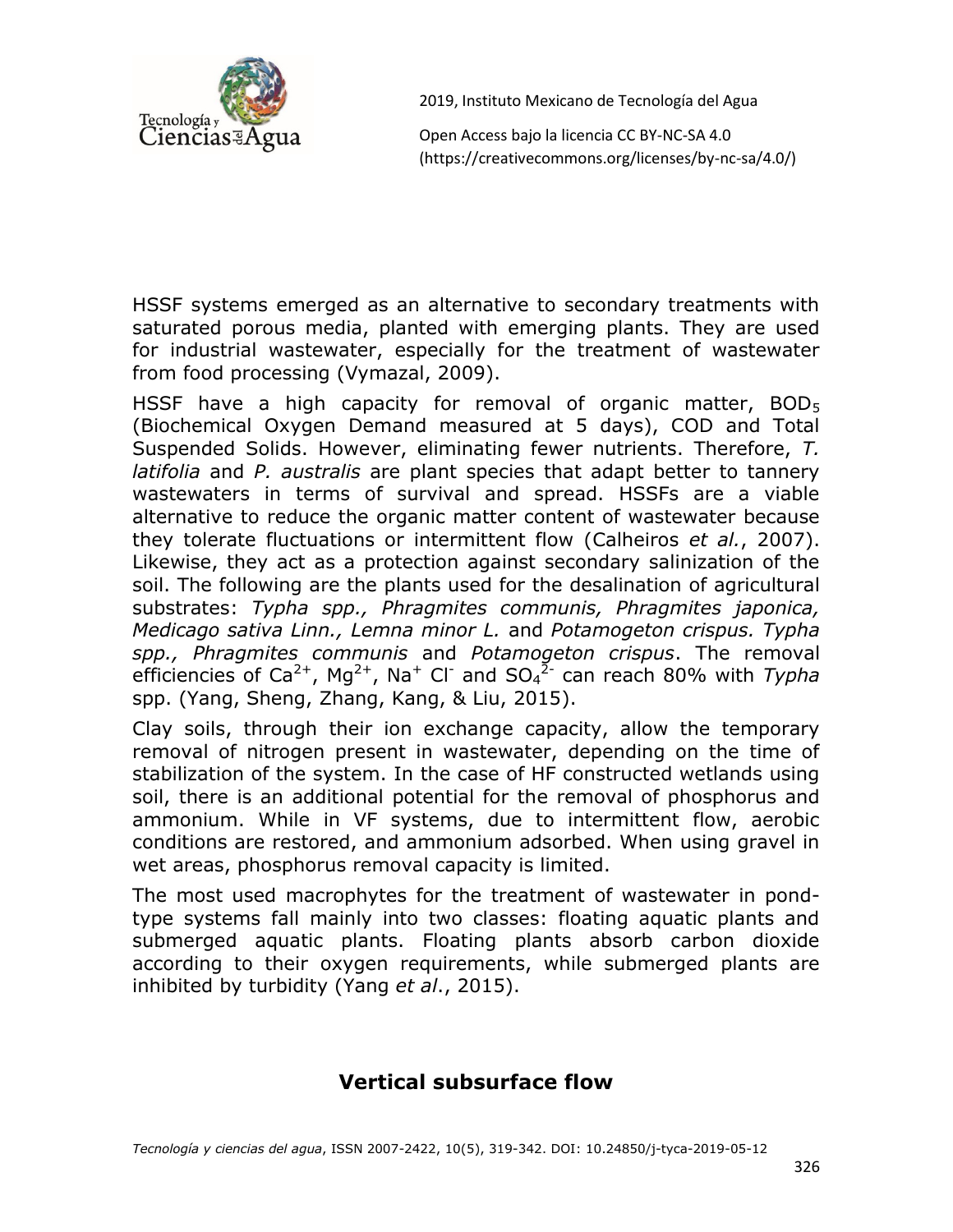HSSF systems emerged as an alternative to secondary treatments with saturated porous media, planted with emerging plants. They are used for industrial wastewater, especially for the treatment of wastewater from food processing (Vymazal, 2009).

HSSF have a high capacity for removal of organic matter, $BOD_5$ (Biochemical Oxygen Demand measured at 5 days), COD and Total Suspended Solids. However, eliminating fewer nutrients. Therefore, *T. latifolia* and *P. australis* are plant species that adapt better to tannery wastewaters in terms of survival and spread. HSSFs are a viable alternative to reduce the organic matter content of wastewater because they tolerate fluctuations or intermittent flow (Calheiros *et al.*, 2007). Likewise, they act as a protection against secondary salinization of the soil. The following are the plants used for the desalination of agricultural substrates: *Typha spp., Phragmites communis, Phragmites japonica, Medicago sativa Linn., Lemna minor L.* and *Potamogeton crispus. Typha spp., Phragmites communis* and *Potamogeton crispus*. The removal efficiencies of $Ca^{2+}$, $Mg^{2+}$, $Na^{+}$ $Cl^{-}$ and $SO_4^{2-}$ can reach 80% with *Typha* spp. (Yang, Sheng, Zhang, Kang, & Liu, 2015).

Clay soils, through their ion exchange capacity, allow the temporary removal of nitrogen present in wastewater, depending on the time of stabilization of the system. In the case of HF constructed wetlands using soil, there is an additional potential for the removal of phosphorus and ammonium. While in VF systems, due to intermittent flow, aerobic conditions are restored, and ammonium adsorbed. When using gravel in wet areas, phosphorus removal capacity is limited.

The most used macrophytes for the treatment of wastewater in pond-type systems fall mainly into two classes: floating aquatic plants and submerged aquatic plants. Floating plants absorb carbon dioxide according to their oxygen requirements, while submerged plants are inhibited by turbidity (Yang *et al*., 2015).

## Vertical subsurface flow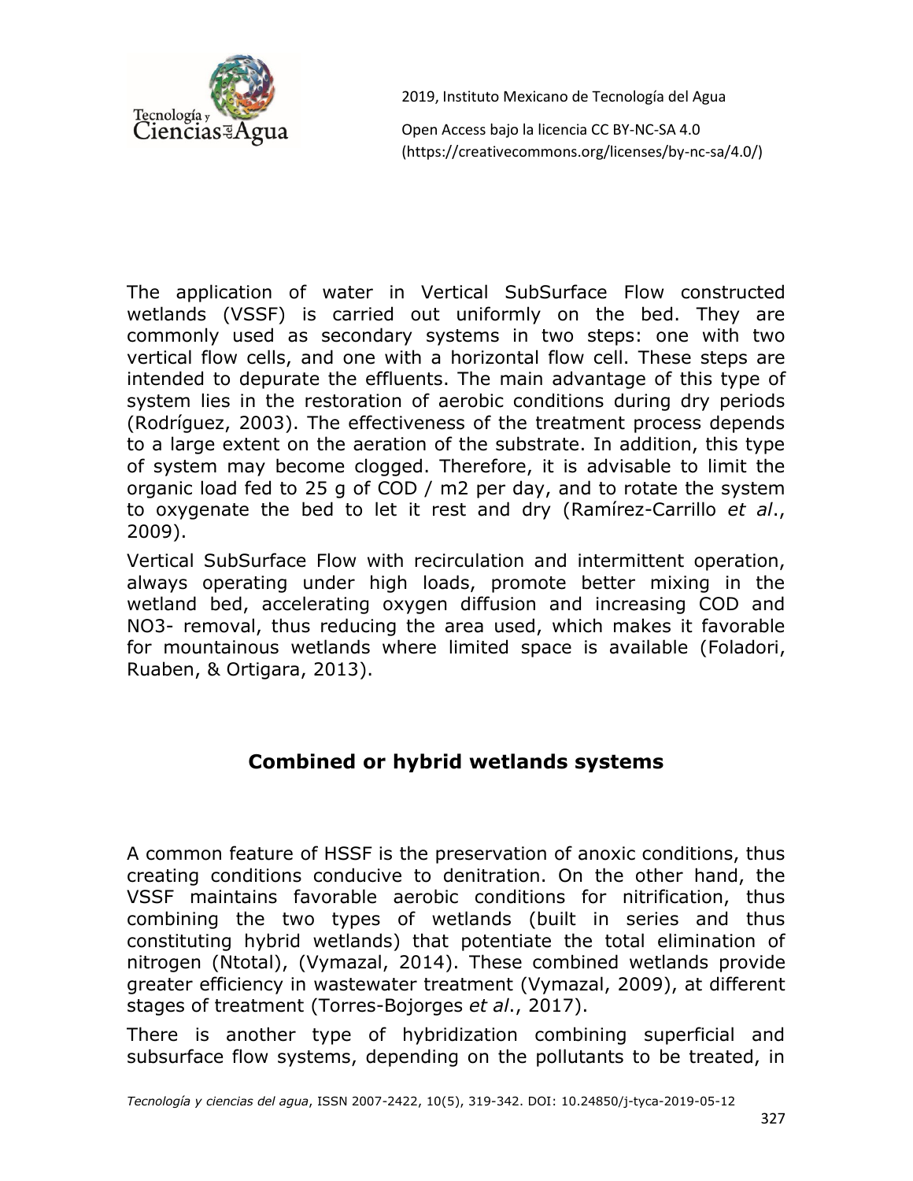The application of water in Vertical SubSurface Flow constructed wetlands (VSSF) is carried out uniformly on the bed. They are commonly used as secondary systems in two steps: one with two vertical flow cells, and one with a horizontal flow cell. These steps are intended to depurate the effluents. The main advantage of this type of system lies in the restoration of aerobic conditions during dry periods (Rodríguez, 2003). The effectiveness of the treatment process depends to a large extent on the aeration of the substrate. In addition, this type of system may become clogged. Therefore, it is advisable to limit the organic load fed to 25 g of COD / m2 per day, and to rotate the system to oxygenate the bed to let it rest and dry (Ramírez-Carrillo *et al*., 2009).

Vertical SubSurface Flow with recirculation and intermittent operation, always operating under high loads, promote better mixing in the wetland bed, accelerating oxygen diffusion and increasing COD and NO3- removal, thus reducing the area used, which makes it favorable for mountainous wetlands where limited space is available (Foladori, Ruaben, & Ortigara, 2013).

## Combined or hybrid wetlands systems

A common feature of HSSF is the preservation of anoxic conditions, thus creating conditions conducive to denitration. On the other hand, the VSSF maintains favorable aerobic conditions for nitrification, thus combining the two types of wetlands (built in series and thus constituting hybrid wetlands) that potentiate the total elimination of nitrogen (Ntotal), (Vymazal, 2014). These combined wetlands provide greater efficiency in wastewater treatment (Vymazal, 2009), at different stages of treatment (Torres-Bojorges *et al*., 2017).

There is another type of hybridization combining superficial and subsurface flow systems, depending on the pollutants to be treated, in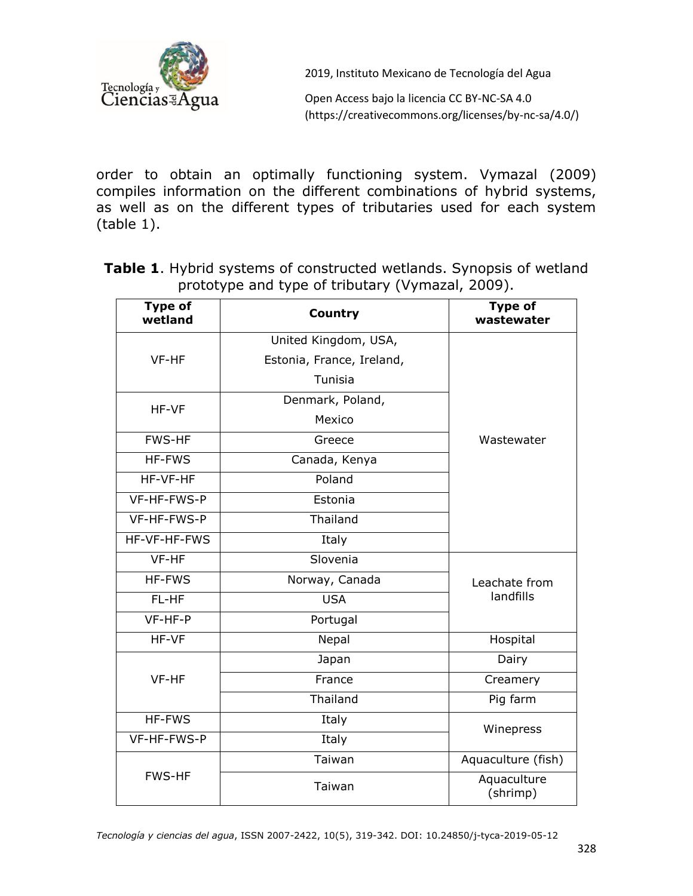order to obtain an optimally functioning system. Vymazal (2009) compiles information on the different combinations of hybrid systems, as well as on the different types of tributaries used for each system (table 1).

**Table 1**. Hybrid systems of constructed wetlands. Synopsis of wetland prototype and type of tributary (Vymazal, 2009).

| Type of wetland | Country | Type of wastewater |
|---|---|---|
| VF-HF | United Kingdom, USA, Estonia, France, Ireland, Tunisia | Wastewater |
| HF-VF | Denmark, Poland, Mexico | |
| FWS-HF | Greece | |
| HF-FWS | Canada, Kenya | |
| HF-VF-HF | Poland | |
| VF-HF-FWS-P | Estonia | |
| VF-HF-FWS-P | Thailand | |
| HF-VF-HF-FWS | Italy | |
| VF-HF | Slovenia | Leachate from landfills |
| HF-FWS | Norway, Canada | |
| FL-HF | USA | |
| VF-HF-P | Portugal | |
| HF-VF | Nepal | Hospital |
| VF-HF | Japan | Dairy |
| | France | Creamery |
| | Thailand | Pig farm |
| HF-FWS | Italy | Winepress |
| VF-HF-FWS-P | Italy | |
| FWS-HF | Taiwan | Aquaculture (fish) |
| | Taiwan | Aquaculture (shrimp) |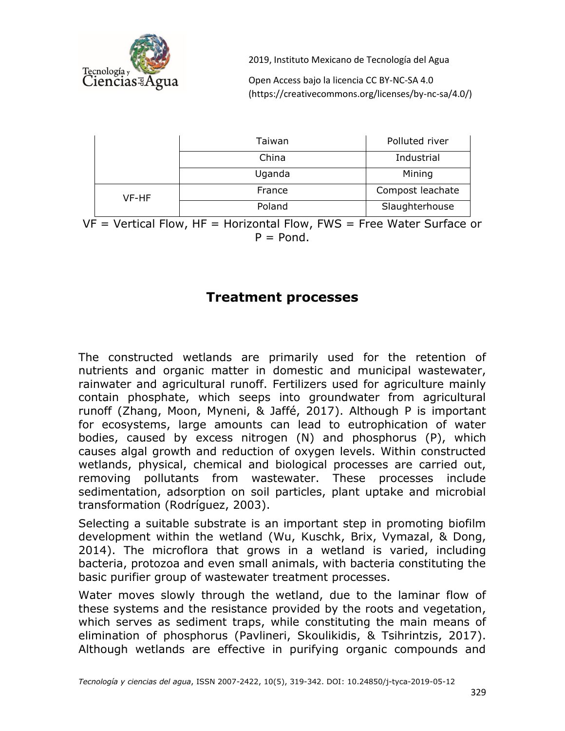| | | |
|---|---|---|
| | Taiwan | Polluted river |
| | China | Industrial |
| | Uganda | Mining |
| VF-HF | France | Compost leachate |
| | Poland | Slaughterhouse |

VF = Vertical Flow, HF = Horizontal Flow, FWS = Free Water Surface or P = Pond.

## Treatment processes

The constructed wetlands are primarily used for the retention of nutrients and organic matter in domestic and municipal wastewater, rainwater and agricultural runoff. Fertilizers used for agriculture mainly contain phosphate, which seeps into groundwater from agricultural runoff (Zhang, Moon, Myneni, & Jaffé, 2017). Although P is important for ecosystems, large amounts can lead to eutrophication of water bodies, caused by excess nitrogen (N) and phosphorus (P), which causes algal growth and reduction of oxygen levels. Within constructed wetlands, physical, chemical and biological processes are carried out, removing pollutants from wastewater. These processes include sedimentation, adsorption on soil particles, plant uptake and microbial transformation (Rodríguez, 2003).

Selecting a suitable substrate is an important step in promoting biofilm development within the wetland (Wu, Kuschk, Brix, Vymazal, & Dong, 2014). The microflora that grows in a wetland is varied, including bacteria, protozoa and even small animals, with bacteria constituting the basic purifier group of wastewater treatment processes.

Water moves slowly through the wetland, due to the laminar flow of these systems and the resistance provided by the roots and vegetation, which serves as sediment traps, while constituting the main means of elimination of phosphorus (Pavlineri, Skoulikidis, & Tsihrintzis, 2017). Although wetlands are effective in purifying organic compounds and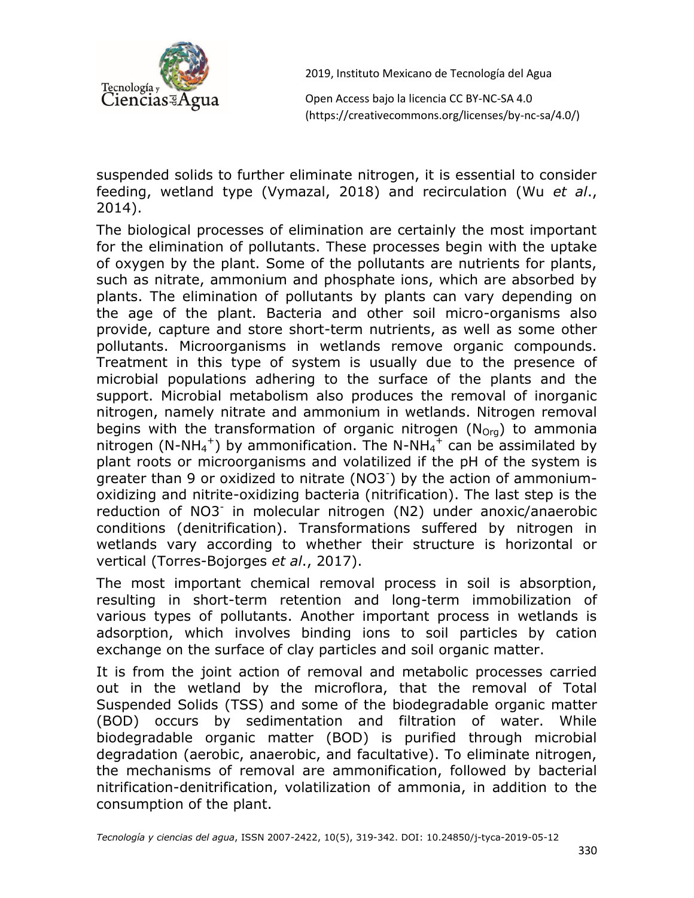suspended solids to further eliminate nitrogen, it is essential to consider feeding, wetland type (Vymazal, 2018) and recirculation (Wu *et al*., 2014).

The biological processes of elimination are certainly the most important for the elimination of pollutants. These processes begin with the uptake of oxygen by the plant. Some of the pollutants are nutrients for plants, such as nitrate, ammonium and phosphate ions, which are absorbed by plants. The elimination of pollutants by plants can vary depending on the age of the plant. Bacteria and other soil micro-organisms also provide, capture and store short-term nutrients, as well as some other pollutants. Microorganisms in wetlands remove organic compounds. Treatment in this type of system is usually due to the presence of microbial populations adhering to the surface of the plants and the support. Microbial metabolism also produces the removal of inorganic nitrogen, namely nitrate and ammonium in wetlands. Nitrogen removal begins with the transformation of organic nitrogen ($N_{Org}$) to ammonia nitrogen ($N\text{-}NH_4^+$) by ammonification. The $N\text{-}NH_4^+$ can be assimilated by plant roots or microorganisms and volatilized if the pH of the system is greater than 9 or oxidized to nitrate ($NO3^-$) by the action of ammonium-oxidizing and nitrite-oxidizing bacteria (nitrification). The last step is the reduction of $NO3^-$ in molecular nitrogen (N2) under anoxic/anaerobic conditions (denitrification). Transformations suffered by nitrogen in wetlands vary according to whether their structure is horizontal or vertical (Torres-Bojorges *et al*., 2017).

The most important chemical removal process in soil is absorption, resulting in short-term retention and long-term immobilization of various types of pollutants. Another important process in wetlands is adsorption, which involves binding ions to soil particles by cation exchange on the surface of clay particles and soil organic matter.

It is from the joint action of removal and metabolic processes carried out in the wetland by the microflora, that the removal of Total Suspended Solids (TSS) and some of the biodegradable organic matter (BOD) occurs by sedimentation and filtration of water. While biodegradable organic matter (BOD) is purified through microbial degradation (aerobic, anaerobic, and facultative). To eliminate nitrogen, the mechanisms of removal are ammonification, followed by bacterial nitrification-denitrification, volatilization of ammonia, in addition to the consumption of the plant.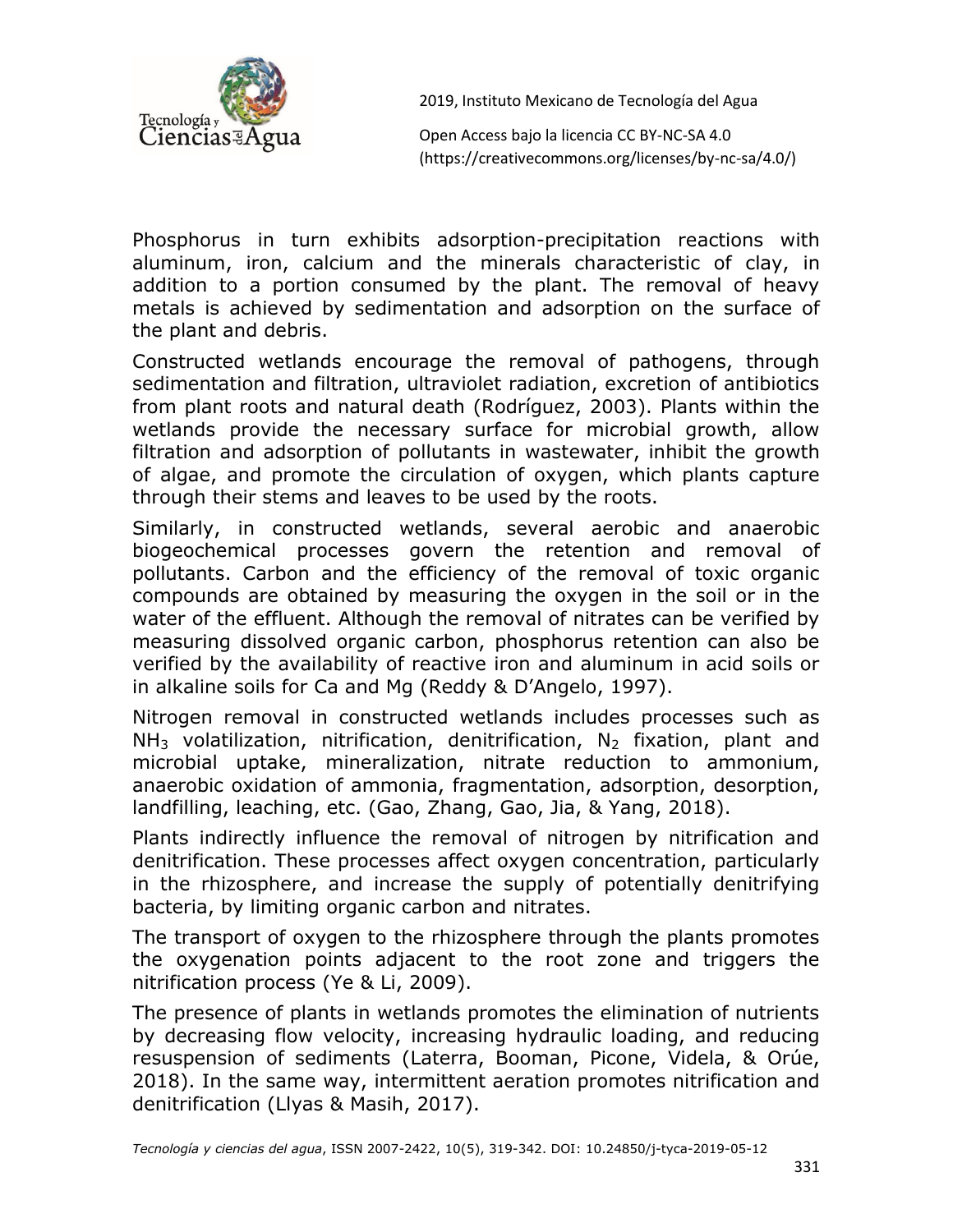Phosphorus in turn exhibits adsorption-precipitation reactions with aluminum, iron, calcium and the minerals characteristic of clay, in addition to a portion consumed by the plant. The removal of heavy metals is achieved by sedimentation and adsorption on the surface of the plant and debris.

Constructed wetlands encourage the removal of pathogens, through sedimentation and filtration, ultraviolet radiation, excretion of antibiotics from plant roots and natural death (Rodríguez, 2003). Plants within the wetlands provide the necessary surface for microbial growth, allow filtration and adsorption of pollutants in wastewater, inhibit the growth of algae, and promote the circulation of oxygen, which plants capture through their stems and leaves to be used by the roots.

Similarly, in constructed wetlands, several aerobic and anaerobic biogeochemical processes govern the retention and removal of pollutants. Carbon and the efficiency of the removal of toxic organic compounds are obtained by measuring the oxygen in the soil or in the water of the effluent. Although the removal of nitrates can be verified by measuring dissolved organic carbon, phosphorus retention can also be verified by the availability of reactive iron and aluminum in acid soils or in alkaline soils for Ca and Mg (Reddy & D'Angelo, 1997).

Nitrogen removal in constructed wetlands includes processes such as $NH_3$ volatilization, nitrification, denitrification, $N_2$ fixation, plant and microbial uptake, mineralization, nitrate reduction to ammonium, anaerobic oxidation of ammonia, fragmentation, adsorption, desorption, landfilling, leaching, etc. (Gao, Zhang, Gao, Jia, & Yang, 2018).

Plants indirectly influence the removal of nitrogen by nitrification and denitrification. These processes affect oxygen concentration, particularly in the rhizosphere, and increase the supply of potentially denitrifying bacteria, by limiting organic carbon and nitrates.

The transport of oxygen to the rhizosphere through the plants promotes the oxygenation points adjacent to the root zone and triggers the nitrification process (Ye & Li, 2009).

The presence of plants in wetlands promotes the elimination of nutrients by decreasing flow velocity, increasing hydraulic loading, and reducing resuspension of sediments (Laterra, Booman, Picone, Videla, & Orúe, 2018). In the same way, intermittent aeration promotes nitrification and denitrification (Llyas & Masih, 2017).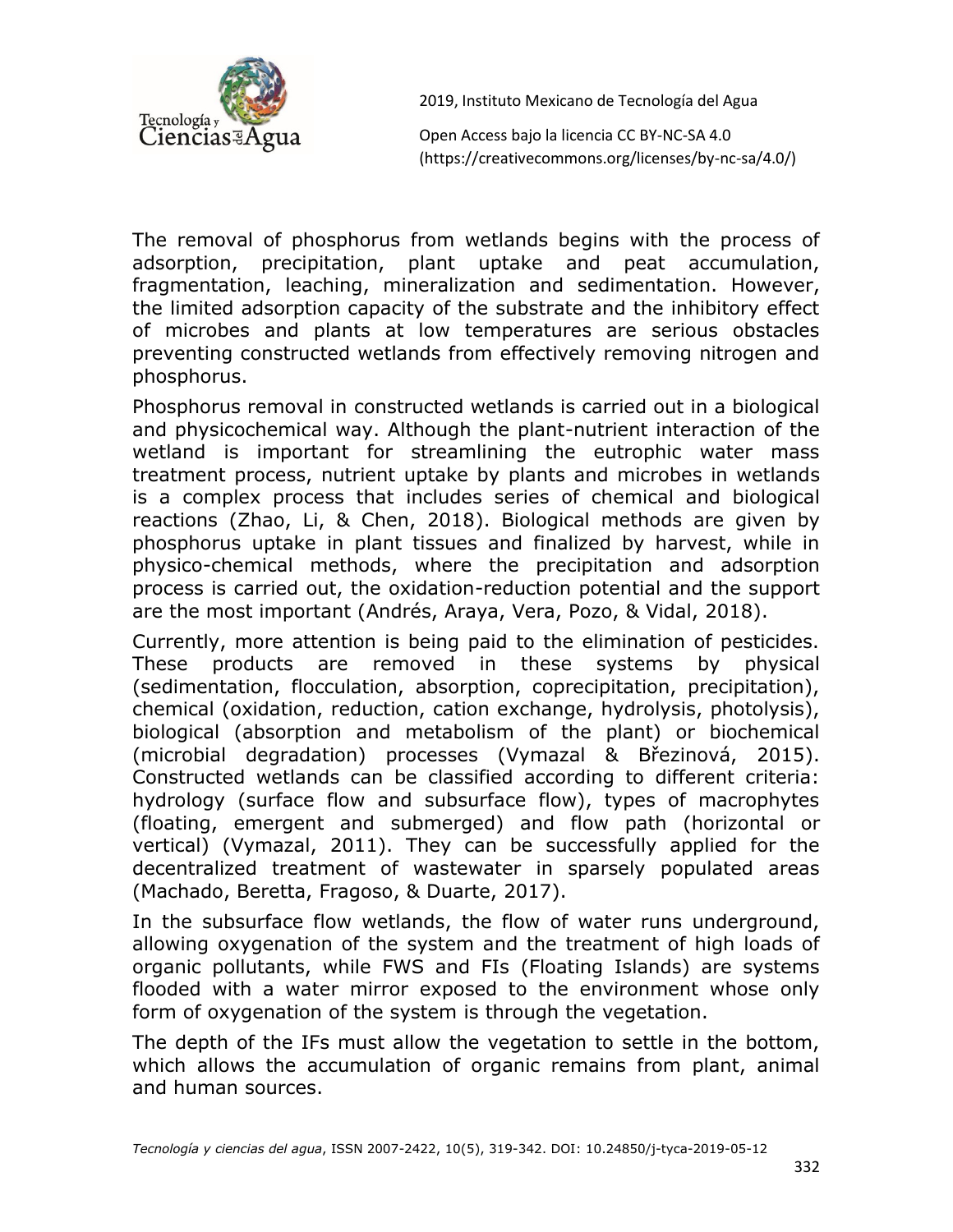The removal of phosphorus from wetlands begins with the process of adsorption, precipitation, plant uptake and peat accumulation, fragmentation, leaching, mineralization and sedimentation. However, the limited adsorption capacity of the substrate and the inhibitory effect of microbes and plants at low temperatures are serious obstacles preventing constructed wetlands from effectively removing nitrogen and phosphorus.

Phosphorus removal in constructed wetlands is carried out in a biological and physicochemical way. Although the plant-nutrient interaction of the wetland is important for streamlining the eutrophic water mass treatment process, nutrient uptake by plants and microbes in wetlands is a complex process that includes series of chemical and biological reactions (Zhao, Li, & Chen, 2018). Biological methods are given by phosphorus uptake in plant tissues and finalized by harvest, while in physico-chemical methods, where the precipitation and adsorption process is carried out, the oxidation-reduction potential and the support are the most important (Andrés, Araya, Vera, Pozo, & Vidal, 2018).

Currently, more attention is being paid to the elimination of pesticides. These products are removed in these systems by physical (sedimentation, flocculation, absorption, coprecipitation, precipitation), chemical (oxidation, reduction, cation exchange, hydrolysis, photolysis), biological (absorption and metabolism of the plant) or biochemical (microbial degradation) processes (Vymazal & Březinová, 2015). Constructed wetlands can be classified according to different criteria: hydrology (surface flow and subsurface flow), types of macrophytes (floating, emergent and submerged) and flow path (horizontal or vertical) (Vymazal, 2011). They can be successfully applied for the decentralized treatment of wastewater in sparsely populated areas (Machado, Beretta, Fragoso, & Duarte, 2017).

In the subsurface flow wetlands, the flow of water runs underground, allowing oxygenation of the system and the treatment of high loads of organic pollutants, while FWS and FIs (Floating Islands) are systems flooded with a water mirror exposed to the environment whose only form of oxygenation of the system is through the vegetation.

The depth of the IFs must allow the vegetation to settle in the bottom, which allows the accumulation of organic remains from plant, animal and human sources.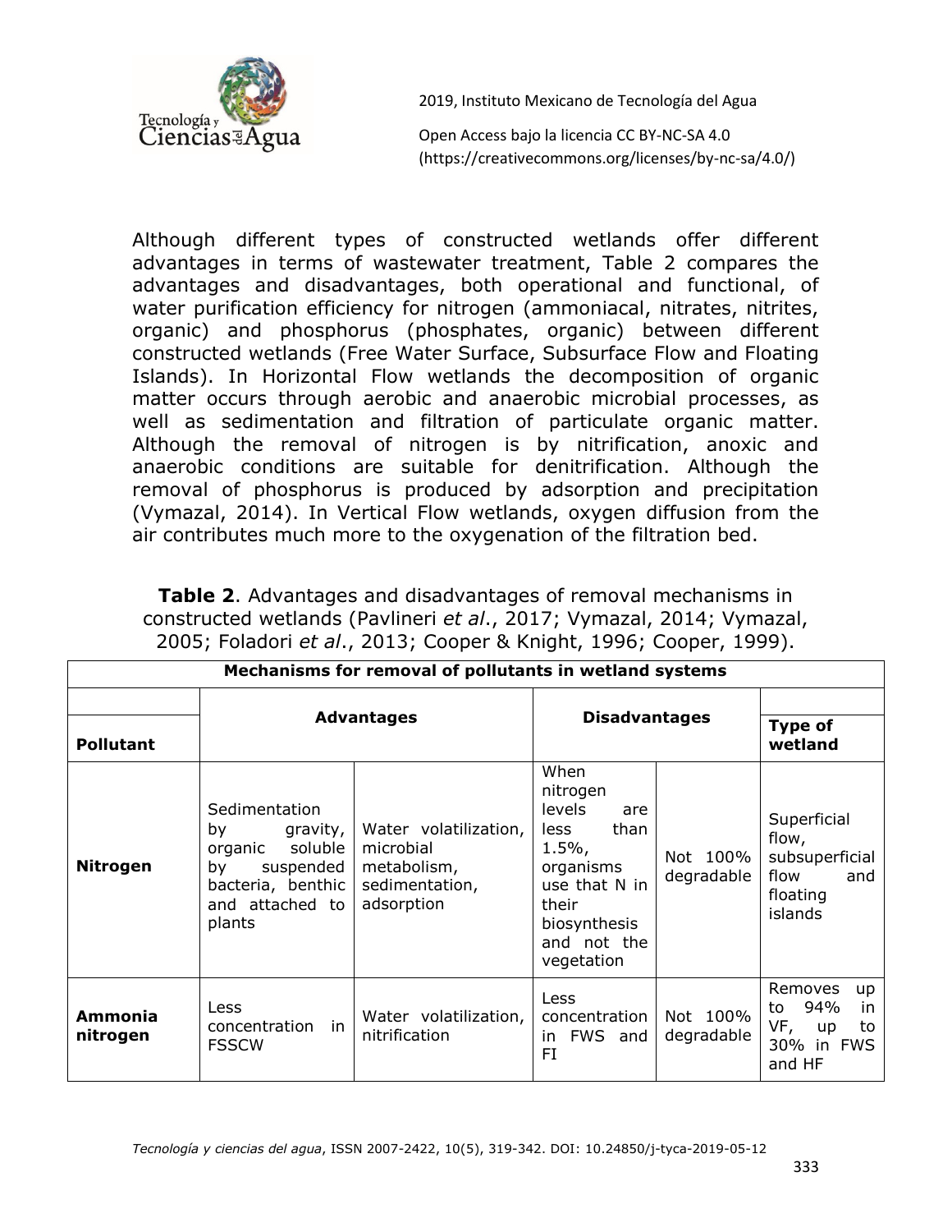Although different types of constructed wetlands offer different advantages in terms of wastewater treatment, Table 2 compares the advantages and disadvantages, both operational and functional, of water purification efficiency for nitrogen (ammoniacal, nitrates, nitrites, organic) and phosphorus (phosphates, organic) between different constructed wetlands (Free Water Surface, Subsurface Flow and Floating Islands). In Horizontal Flow wetlands the decomposition of organic matter occurs through aerobic and anaerobic microbial processes, as well as sedimentation and filtration of particulate organic matter. Although the removal of nitrogen is by nitrification, anoxic and anaerobic conditions are suitable for denitrification. Although the removal of phosphorus is produced by adsorption and precipitation (Vymazal, 2014). In Vertical Flow wetlands, oxygen diffusion from the air contributes much more to the oxygenation of the filtration bed.

**Table 2**. Advantages and disadvantages of removal mechanisms in constructed wetlands (Pavlineri *et al*., 2017; Vymazal, 2014; Vymazal, 2005; Foladori *et al*., 2013; Cooper & Knight, 1996; Cooper, 1999).

| **Mechanisms for removal of pollutants in wetland systems** | | | | | |
|---|---|---|---|---|---|
| **Pollutant** | **Advantages** | | **Disadvantages** | | **Type of wetland** |
| **Nitrogen** | Sedimentation by gravity, organic soluble by suspended bacteria, benthic and attached to plants | Water volatilization, microbial metabolism, sedimentation, adsorption | When nitrogen levels are less than 1.5%, organisms use that N in their biosynthesis and not the vegetation | Not 100% degradable | Superficial flow, subsuperficial flow and floating islands |
| **Ammonia nitrogen** | Less concentration in FSSCW | Water volatilization, nitrification | Less concentration in FWS and FI | Not 100% degradable | Removes up to 94% in VF, up to 30% in FWS and HF |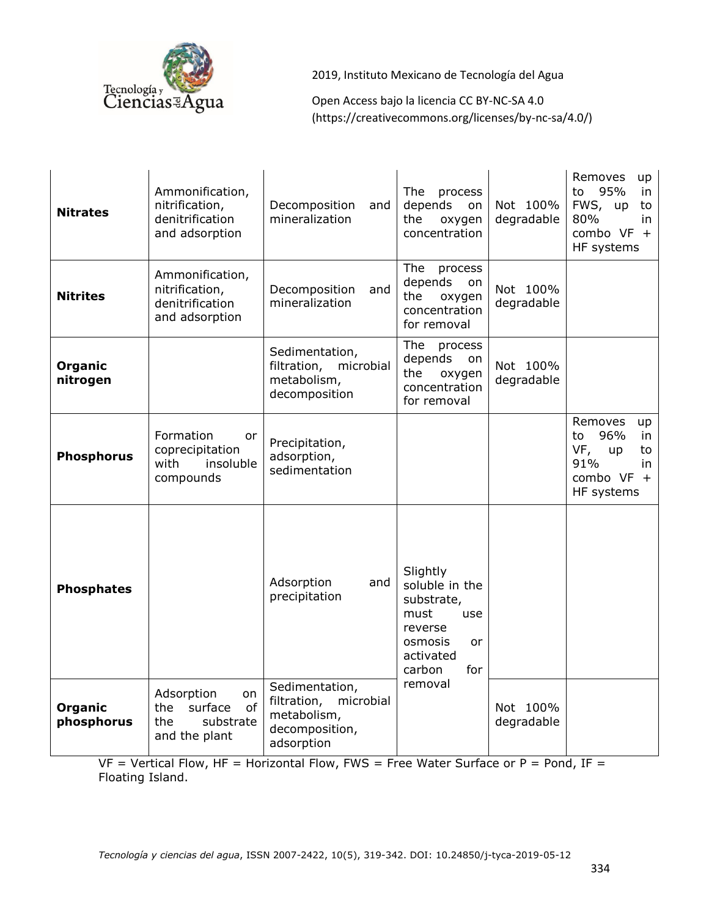| **Nitrates** | Ammonification, nitrification, denitrification and adsorption | Decomposition and mineralization | The process depends on the oxygen concentration | Not 100% degradable | Removes up to 95% in FWS, up to 80% in combo VF + HF systems |
|---|---|---|---|---|---|
| **Nitrites** | Ammonification, nitrification, denitrification and adsorption | Decomposition and mineralization | The process depends on the oxygen concentration for removal | Not 100% degradable | |
| **Organic nitrogen** | | Sedimentation, filtration, microbial metabolism, decomposition | The process depends on the oxygen concentration for removal | Not 100% degradable | |
| **Phosphorus** | Formation or coprecipitation with insoluble compounds | Precipitation, adsorption, sedimentation | | | Removes up to 96% in VF, up to 91% in combo VF + HF systems |
| **Phosphates** | | Adsorption and precipitation | Slightly soluble in the substrate, must use reverse osmosis or activated carbon for removal | | |
| **Organic phosphorus** | Adsorption on the surface of the substrate and the plant | Sedimentation, filtration, microbial metabolism, decomposition, adsorption | | Not 100% degradable | |

VF = Vertical Flow, HF = Horizontal Flow, FWS = Free Water Surface or P = Pond, IF = Floating Island.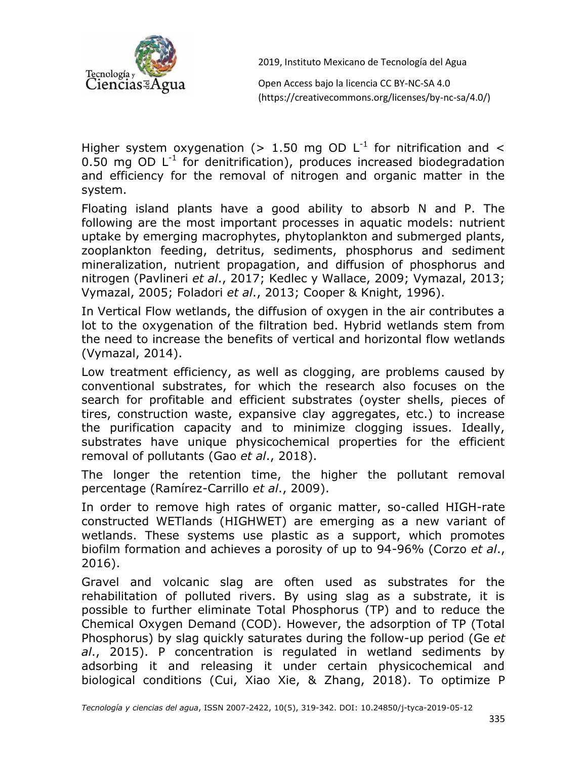Higher system oxygenation (> 1.50 mg OD $L^{-1}$ for nitrification and < 0.50 mg OD $L^{-1}$ for denitrification), produces increased biodegradation and efficiency for the removal of nitrogen and organic matter in the system.

Floating island plants have a good ability to absorb N and P. The following are the most important processes in aquatic models: nutrient uptake by emerging macrophytes, phytoplankton and submerged plants, zooplankton feeding, detritus, sediments, phosphorus and sediment mineralization, nutrient propagation, and diffusion of phosphorus and nitrogen (Pavlineri *et al*., 2017; Kedlec y Wallace, 2009; Vymazal, 2013; Vymazal, 2005; Foladori *et al*., 2013; Cooper & Knight, 1996).

In Vertical Flow wetlands, the diffusion of oxygen in the air contributes a lot to the oxygenation of the filtration bed. Hybrid wetlands stem from the need to increase the benefits of vertical and horizontal flow wetlands (Vymazal, 2014).

Low treatment efficiency, as well as clogging, are problems caused by conventional substrates, for which the research also focuses on the search for profitable and efficient substrates (oyster shells, pieces of tires, construction waste, expansive clay aggregates, etc.) to increase the purification capacity and to minimize clogging issues. Ideally, substrates have unique physicochemical properties for the efficient removal of pollutants (Gao *et al*., 2018).

The longer the retention time, the higher the pollutant removal percentage (Ramírez-Carrillo *et al*., 2009).

In order to remove high rates of organic matter, so-called HIGH-rate constructed WETlands (HIGHWET) are emerging as a new variant of wetlands. These systems use plastic as a support, which promotes biofilm formation and achieves a porosity of up to 94-96% (Corzo *et al*., 2016).

Gravel and volcanic slag are often used as substrates for the rehabilitation of polluted rivers. By using slag as a substrate, it is possible to further eliminate Total Phosphorus (TP) and to reduce the Chemical Oxygen Demand (COD). However, the adsorption of TP (Total Phosphorus) by slag quickly saturates during the follow-up period (Ge *et al*., 2015). P concentration is regulated in wetland sediments by adsorbing it and releasing it under certain physicochemical and biological conditions (Cui, Xiao Xie, & Zhang, 2018). To optimize P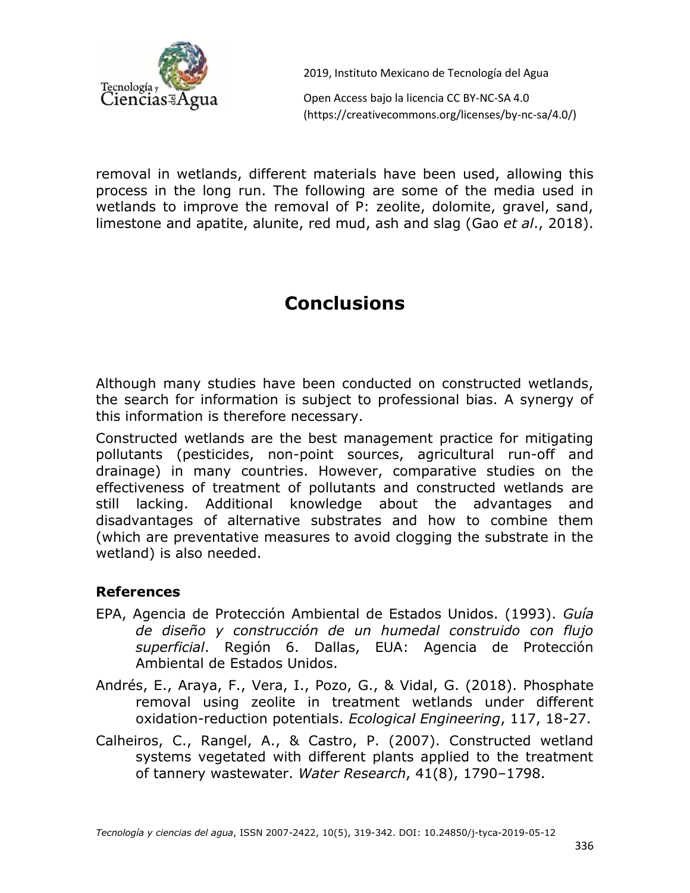removal in wetlands, different materials have been used, allowing this process in the long run. The following are some of the media used in wetlands to improve the removal of P: zeolite, dolomite, gravel, sand, limestone and apatite, alunite, red mud, ash and slag (Gao *et al*., 2018).

## Conclusions

Although many studies have been conducted on constructed wetlands, the search for information is subject to professional bias. A synergy of this information is therefore necessary.

Constructed wetlands are the best management practice for mitigating pollutants (pesticides, non-point sources, agricultural run-off and drainage) in many countries. However, comparative studies on the effectiveness of treatment of pollutants and constructed wetlands are still lacking. Additional knowledge about the advantages and disadvantages of alternative substrates and how to combine them (which are preventative measures to avoid clogging the substrate in the wetland) is also needed.

### References

EPA, Agencia de Protección Ambiental de Estados Unidos. (1993). *Guía de diseño y construcción de un humedal construido con flujo superficial*. Región 6. Dallas, EUA: Agencia de Protección Ambiental de Estados Unidos.

Andrés, E., Araya, F., Vera, I., Pozo, G., & Vidal, G. (2018). Phosphate removal using zeolite in treatment wetlands under different oxidation-reduction potentials. *Ecological Engineering*, 117, 18-27.

Calheiros, C., Rangel, A., & Castro, P. (2007). Constructed wetland systems vegetated with different plants applied to the treatment of tannery wastewater. *Water Research*, 41(8), 1790–1798.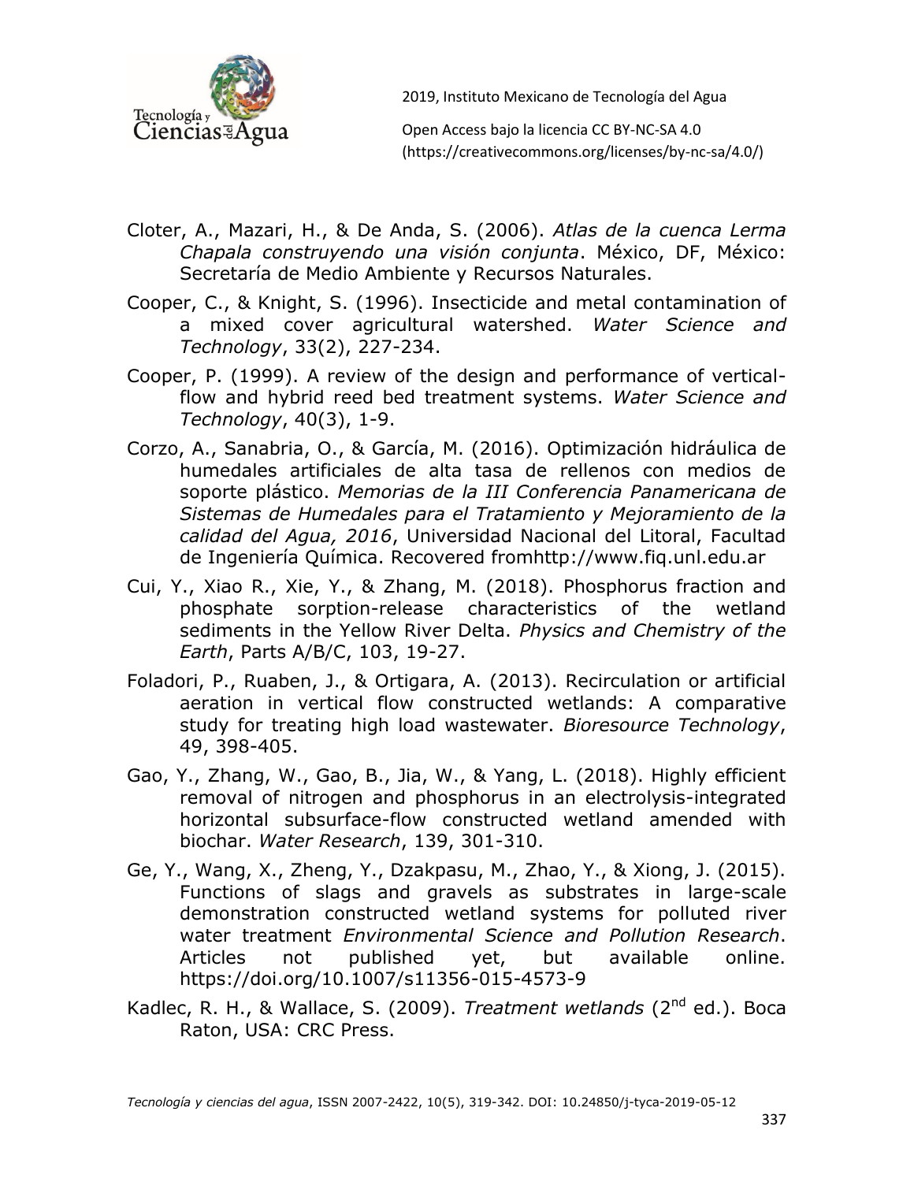Cloter, A., Mazari, H., & De Anda, S. (2006). *Atlas de la cuenca Lerma Chapala construyendo una visión conjunta*. México, DF, México: Secretaría de Medio Ambiente y Recursos Naturales.

Cooper, C., & Knight, S. (1996). Insecticide and metal contamination of a mixed cover agricultural watershed. *Water Science and Technology*, 33(2), 227-234.

Cooper, P. (1999). A review of the design and performance of vertical-flow and hybrid reed bed treatment systems. *Water Science and Technology*, 40(3), 1-9.

Corzo, A., Sanabria, O., & García, M. (2016). Optimización hidráulica de humedales artificiales de alta tasa de rellenos con medios de soporte plástico. *Memorias de la III Conferencia Panamericana de Sistemas de Humedales para el Tratamiento y Mejoramiento de la calidad del Agua, 2016*, Universidad Nacional del Litoral, Facultad de Ingeniería Química. Recovered fromhttp://www.fiq.unl.edu.ar

Cui, Y., Xiao R., Xie, Y., & Zhang, M. (2018). Phosphorus fraction and phosphate sorption-release characteristics of the wetland sediments in the Yellow River Delta. *Physics and Chemistry of the Earth*, Parts A/B/C, 103, 19-27.

Foladori, P., Ruaben, J., & Ortigara, A. (2013). Recirculation or artificial aeration in vertical flow constructed wetlands: A comparative study for treating high load wastewater. *Bioresource Technology*, 49, 398-405.

Gao, Y., Zhang, W., Gao, B., Jia, W., & Yang, L. (2018). Highly efficient removal of nitrogen and phosphorus in an electrolysis-integrated horizontal subsurface-flow constructed wetland amended with biochar. *Water Research*, 139, 301-310.

Ge, Y., Wang, X., Zheng, Y., Dzakpasu, M., Zhao, Y., & Xiong, J. (2015). Functions of slags and gravels as substrates in large-scale demonstration constructed wetland systems for polluted river water treatment *Environmental Science and Pollution Research*. Articles not published yet, but available online. https://doi.org/10.1007/s11356-015-4573-9

Kadlec, R. H., & Wallace, S. (2009). *Treatment wetlands* (2nd ed.). Boca Raton, USA: CRC Press.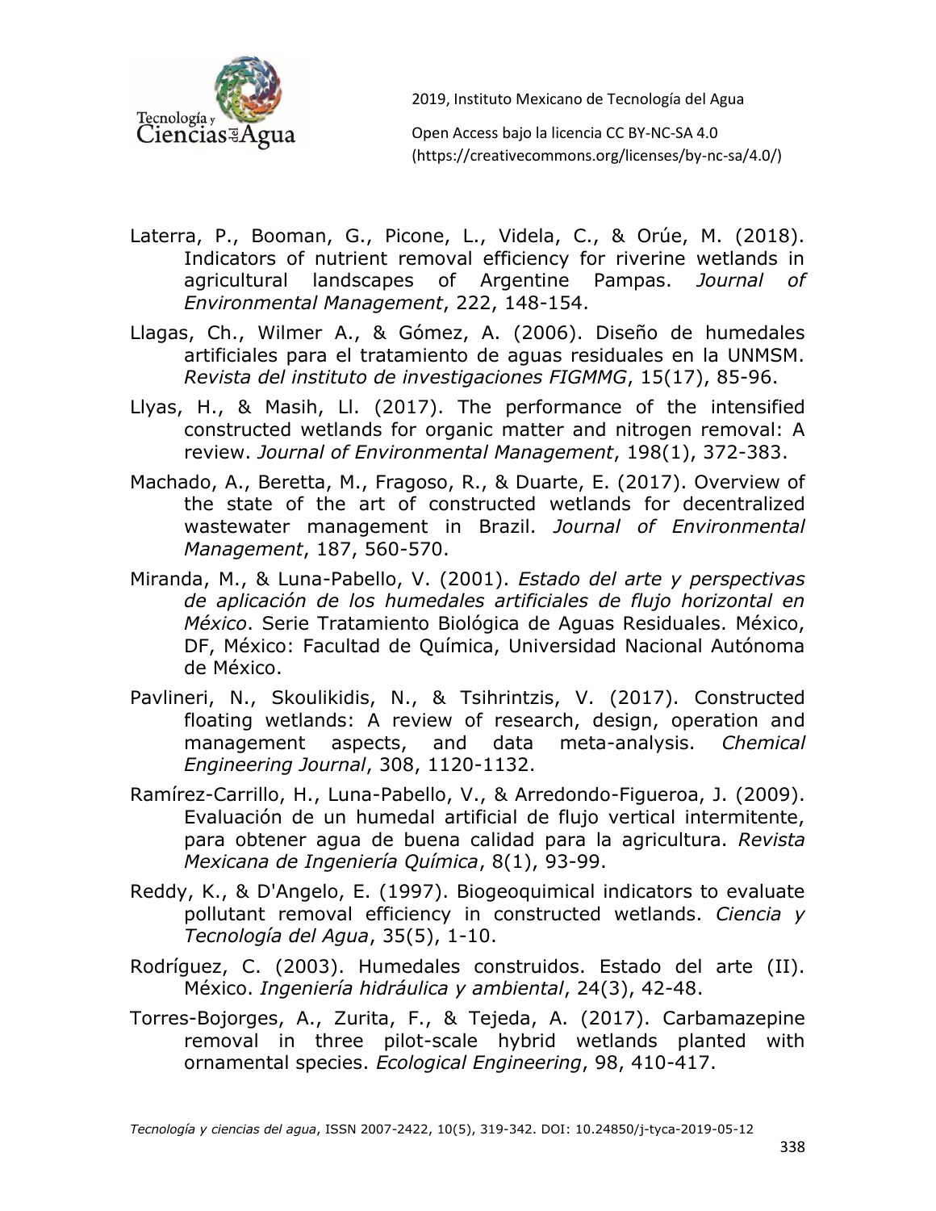Laterra, P., Booman, G., Picone, L., Videla, C., & Orúe, M. (2018). Indicators of nutrient removal efficiency for riverine wetlands in agricultural landscapes of Argentine Pampas. *Journal of Environmental Management*, 222, 148-154.

Llagas, Ch., Wilmer A., & Gómez, A. (2006). Diseño de humedales artificiales para el tratamiento de aguas residuales en la UNMSM. *Revista del instituto de investigaciones FIGMMG*, 15(17), 85-96.

Llyas, H., & Masih, Ll. (2017). The performance of the intensified constructed wetlands for organic matter and nitrogen removal: A review. *Journal of Environmental Management*, 198(1), 372-383.

Machado, A., Beretta, M., Fragoso, R., & Duarte, E. (2017). Overview of the state of the art of constructed wetlands for decentralized wastewater management in Brazil. *Journal of Environmental Management*, 187, 560-570.

Miranda, M., & Luna-Pabello, V. (2001). *Estado del arte y perspectivas de aplicación de los humedales artificiales de flujo horizontal en México*. Serie Tratamiento Biológica de Aguas Residuales. México, DF, México: Facultad de Química, Universidad Nacional Autónoma de México.

Pavlineri, N., Skoulikidis, N., & Tsihrintzis, V. (2017). Constructed floating wetlands: A review of research, design, operation and management aspects, and data meta-analysis. *Chemical Engineering Journal*, 308, 1120-1132.

Ramírez-Carrillo, H., Luna-Pabello, V., & Arredondo-Figueroa, J. (2009). Evaluación de un humedal artificial de flujo vertical intermitente, para obtener agua de buena calidad para la agricultura. *Revista Mexicana de Ingeniería Química*, 8(1), 93-99.

Reddy, K., & D'Angelo, E. (1997). Biogeoquimical indicators to evaluate pollutant removal efficiency in constructed wetlands. *Ciencia y Tecnología del Agua*, 35(5), 1-10.

Rodríguez, C. (2003). Humedales construidos. Estado del arte (II). México. *Ingeniería hidráulica y ambiental*, 24(3), 42-48.

Torres-Bojorges, A., Zurita, F., & Tejeda, A. (2017). Carbamazepine removal in three pilot-scale hybrid wetlands planted with ornamental species. *Ecological Engineering*, 98, 410-417.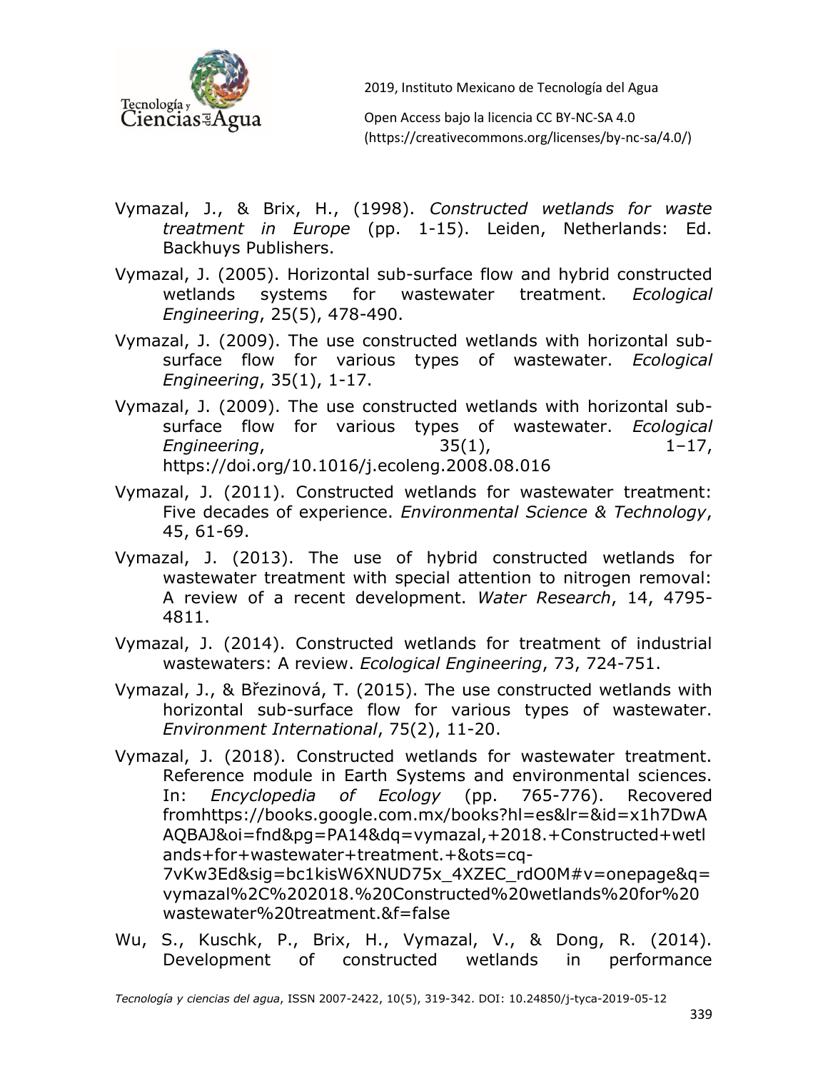Vymazal, J., & Brix, H., (1998). *Constructed wetlands for waste treatment in Europe* (pp. 1-15). Leiden, Netherlands: Ed. Backhuys Publishers.

Vymazal, J. (2005). Horizontal sub-surface flow and hybrid constructed wetlands systems for wastewater treatment. *Ecological Engineering*, 25(5), 478-490.

Vymazal, J. (2009). The use constructed wetlands with horizontal sub-surface flow for various types of wastewater. *Ecological Engineering*, 35(1), 1-17.

Vymazal, J. (2009). The use constructed wetlands with horizontal sub-surface flow for various types of wastewater. *Ecological Engineering*, 35(1), 1–17, https://doi.org/10.1016/j.ecoleng.2008.08.016

Vymazal, J. (2011). Constructed wetlands for wastewater treatment: Five decades of experience. *Environmental Science & Technology*, 45, 61-69.

Vymazal, J. (2013). The use of hybrid constructed wetlands for wastewater treatment with special attention to nitrogen removal: A review of a recent development. *Water Research*, 14, 4795-4811.

Vymazal, J. (2014). Constructed wetlands for treatment of industrial wastewaters: A review. *Ecological Engineering*, 73, 724-751.

Vymazal, J., & Březinová, T. (2015). The use constructed wetlands with horizontal sub-surface flow for various types of wastewater. *Environment International*, 75(2), 11-20.

Vymazal, J. (2018). Constructed wetlands for wastewater treatment. Reference module in Earth Systems and environmental sciences. In: *Encyclopedia of Ecology* (pp. 765-776). Recovered fromhttps://books.google.com.mx/books?hl=es&lr=&id=x1h7DwAAQBAJ&oi=fnd&pg=PA14&dq=vymazal,+2018.+Constructed+wetlands+for+wastewater+treatment.+&ots=cq-7vKw3Ed&sig=bc1kisW6XNUD75x_4XZEC_rdO0M#v=onepage&q=vymazal%2C%202018.%20Constructed%20wetlands%20for%20wastewater%20treatment.&f=false

Wu, S., Kuschk, P., Brix, H., Vymazal, V., & Dong, R. (2014). Development of constructed wetlands in performance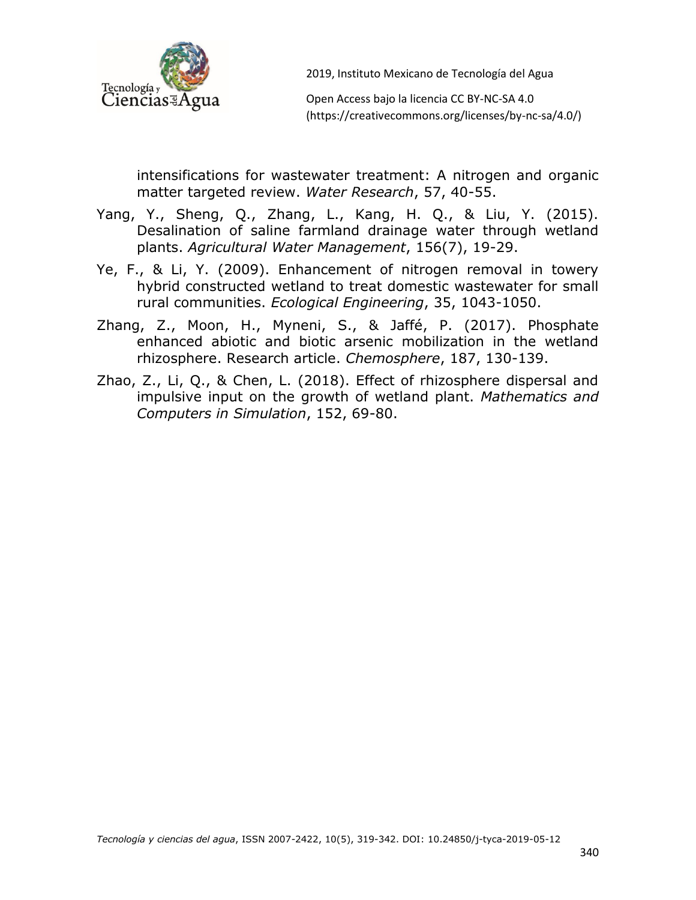intensifications for wastewater treatment: A nitrogen and organic matter targeted review. *Water Research*, 57, 40-55.

Yang, Y., Sheng, Q., Zhang, L., Kang, H. Q., & Liu, Y. (2015). Desalination of saline farmland drainage water through wetland plants. *Agricultural Water Management*, 156(7), 19-29.

Ye, F., & Li, Y. (2009). Enhancement of nitrogen removal in towery hybrid constructed wetland to treat domestic wastewater for small rural communities. *Ecological Engineering*, 35, 1043-1050.

Zhang, Z., Moon, H., Myneni, S., & Jaffé, P. (2017). Phosphate enhanced abiotic and biotic arsenic mobilization in the wetland rhizosphere. Research article. *Chemosphere*, 187, 130-139.

Zhao, Z., Li, Q., & Chen, L. (2018). Effect of rhizosphere dispersal and impulsive input on the growth of wetland plant. *Mathematics and Computers in Simulation*, 152, 69-80.